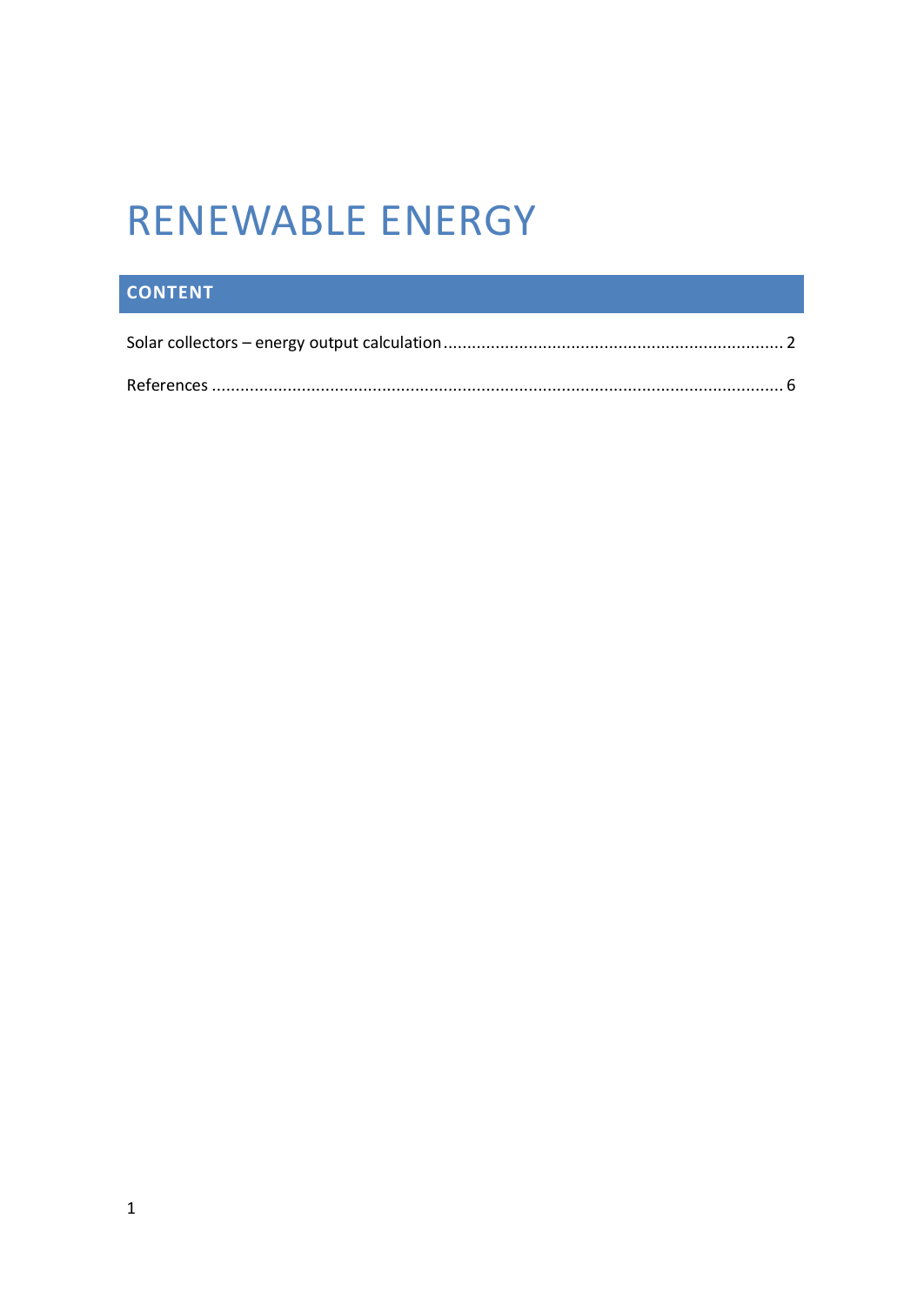# RENEWABLE ENERGY

## CONTENT

Solar collectors – energy output calculation........................................................................ 2

References ........................................................................................................................ 6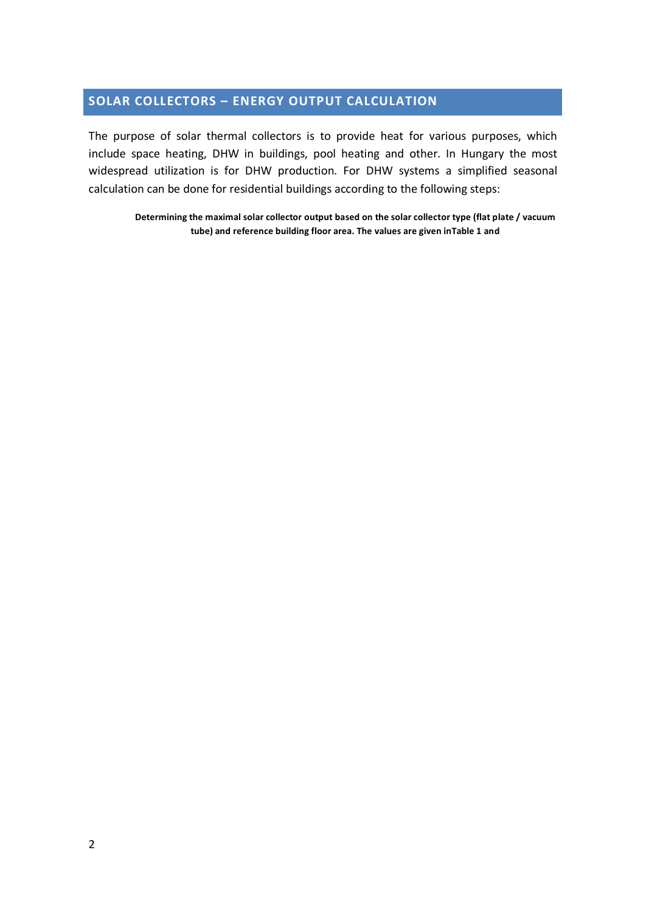## SOLAR COLLECTORS – ENERGY OUTPUT CALCULATION

The purpose of solar thermal collectors is to provide heat for various purposes, which include space heating, DHW in buildings, pool heating and other. In Hungary the most widespread utilization is for DHW production. For DHW systems a simplified seasonal calculation can be done for residential buildings according to the following steps:

**Determining the maximal solar collector output based on the solar collector type (flat plate / vacuum tube) and reference building floor area. The values are given inTable 1 and**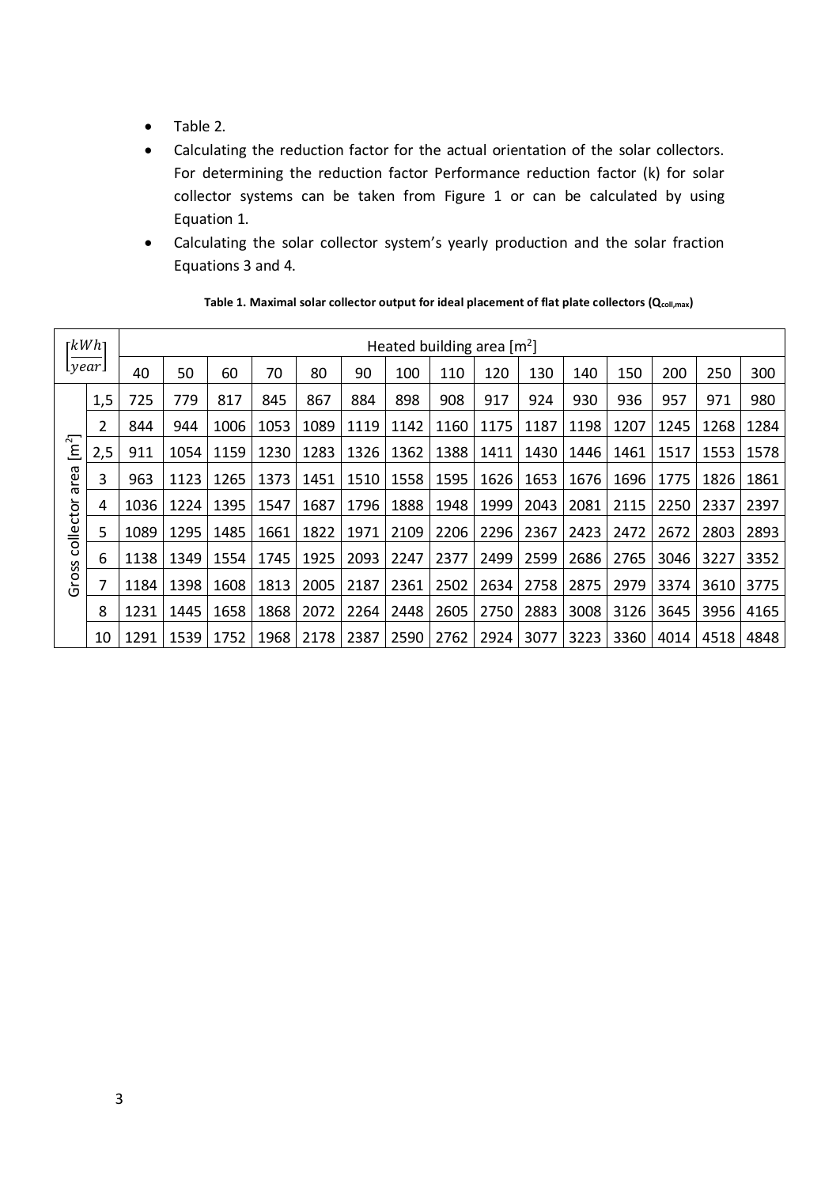- Table 2.
- Calculating the reduction factor for the actual orientation of the solar collectors. For determining the reduction factor Performance reduction factor (k) for solar collector systems can be taken from Figure 1 or can be calculated by using Equation 1.
- Calculating the solar collector system's yearly production and the solar fraction Equations 3 and 4.

**Table 1. Maximal solar collector output for ideal placement of flat plate collectors ($Q_{coll,max}$)**

| $\left[\frac{kWh}{year}\right]$ | | Heated building area [m$^2$] | | | | | | | | | | | | | | |
|---|---|---|---|---|---|---|---|---|---|---|---|---|---|---|---|---|
| | | 40 | 50 | 60 | 70 | 80 | 90 | 100 | 110 | 120 | 130 | 140 | 150 | 200 | 250 | 300 |
| Gross collector area [m$^2$] | 1,5 | 725 | 779 | 817 | 845 | 867 | 884 | 898 | 908 | 917 | 924 | 930 | 936 | 957 | 971 | 980 |
| | 2 | 844 | 944 | 1006 | 1053 | 1089 | 1119 | 1142 | 1160 | 1175 | 1187 | 1198 | 1207 | 1245 | 1268 | 1284 |
| | 2,5 | 911 | 1054 | 1159 | 1230 | 1283 | 1326 | 1362 | 1388 | 1411 | 1430 | 1446 | 1461 | 1517 | 1553 | 1578 |
| | 3 | 963 | 1123 | 1265 | 1373 | 1451 | 1510 | 1558 | 1595 | 1626 | 1653 | 1676 | 1696 | 1775 | 1826 | 1861 |
| | 4 | 1036 | 1224 | 1395 | 1547 | 1687 | 1796 | 1888 | 1948 | 1999 | 2043 | 2081 | 2115 | 2250 | 2337 | 2397 |
| | 5 | 1089 | 1295 | 1485 | 1661 | 1822 | 1971 | 2109 | 2206 | 2296 | 2367 | 2423 | 2472 | 2672 | 2803 | 2893 |
| | 6 | 1138 | 1349 | 1554 | 1745 | 1925 | 2093 | 2247 | 2377 | 2499 | 2599 | 2686 | 2765 | 3046 | 3227 | 3352 |
| | 7 | 1184 | 1398 | 1608 | 1813 | 2005 | 2187 | 2361 | 2502 | 2634 | 2758 | 2875 | 2979 | 3374 | 3610 | 3775 |
| | 8 | 1231 | 1445 | 1658 | 1868 | 2072 | 2264 | 2448 | 2605 | 2750 | 2883 | 3008 | 3126 | 3645 | 3956 | 4165 |
| | 10 | 1291 | 1539 | 1752 | 1968 | 2178 | 2387 | 2590 | 2762 | 2924 | 3077 | 3223 | 3360 | 4014 | 4518 | 4848 |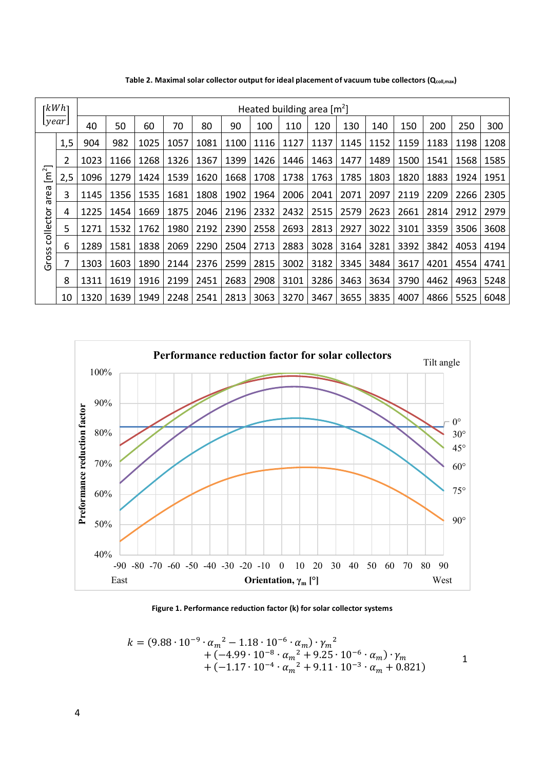**Table 2. Maximal solar collector output for ideal placement of vacuum tube collectors ($Q_{coll,max}$)**

| $\left[\frac{kWh}{year}\right]$ | | Heated building area [m²] | | | | | | | | | | | | | | |
|---|---|---|---|---|---|---|---|---|---|---|---|---|---|---|---|---|
| | | 40 | 50 | 60 | 70 | 80 | 90 | 100 | 110 | 120 | 130 | 140 | 150 | 200 | 250 | 300 |
| Gross collector area [m²] | 1,5 | 904 | 982 | 1025 | 1057 | 1081 | 1100 | 1116 | 1127 | 1137 | 1145 | 1152 | 1159 | 1183 | 1198 | 1208 |
| | 2 | 1023 | 1166 | 1268 | 1326 | 1367 | 1399 | 1426 | 1446 | 1463 | 1477 | 1489 | 1500 | 1541 | 1568 | 1585 |
| | 2,5 | 1096 | 1279 | 1424 | 1539 | 1620 | 1668 | 1708 | 1738 | 1763 | 1785 | 1803 | 1820 | 1883 | 1924 | 1951 |
| | 3 | 1145 | 1356 | 1535 | 1681 | 1808 | 1902 | 1964 | 2006 | 2041 | 2071 | 2097 | 2119 | 2209 | 2266 | 2305 |
| | 4 | 1225 | 1454 | 1669 | 1875 | 2046 | 2196 | 2332 | 2432 | 2515 | 2579 | 2623 | 2661 | 2814 | 2912 | 2979 |
| | 5 | 1271 | 1532 | 1762 | 1980 | 2192 | 2390 | 2558 | 2693 | 2813 | 2927 | 3022 | 3101 | 3359 | 3506 | 3608 |
| | 6 | 1289 | 1581 | 1838 | 2069 | 2290 | 2504 | 2713 | 2883 | 3028 | 3164 | 3281 | 3392 | 3842 | 4053 | 4194 |
| | 7 | 1303 | 1603 | 1890 | 2144 | 2376 | 2599 | 2815 | 3002 | 3182 | 3345 | 3484 | 3617 | 4201 | 4554 | 4741 |
| | 8 | 1311 | 1619 | 1916 | 2199 | 2451 | 2683 | 2908 | 3101 | 3286 | 3463 | 3634 | 3790 | 4462 | 4963 | 5248 |
| | 10 | 1320 | 1639 | 1949 | 2248 | 2541 | 2813 | 3063 | 3270 | 3467 | 3655 | 3835 | 4007 | 4866 | 5525 | 6048 |

**Figure 1. Performance reduction factor (k) for solar collector systems**

$$k = (9.88 \cdot 10^{-9} \cdot {\alpha_m}^2 - 1.18 \cdot 10^{-6} \cdot \alpha_m) \cdot {\gamma_m}^2 + (-4.99 \cdot 10^{-8} \cdot {\alpha_m}^2 + 9.25 \cdot 10^{-6} \cdot \alpha_m) \cdot \gamma_m + (-1.17 \cdot 10^{-4} \cdot {\alpha_m}^2 + 9.11 \cdot 10^{-3} \cdot \alpha_m + 0.821) \quad (1)$$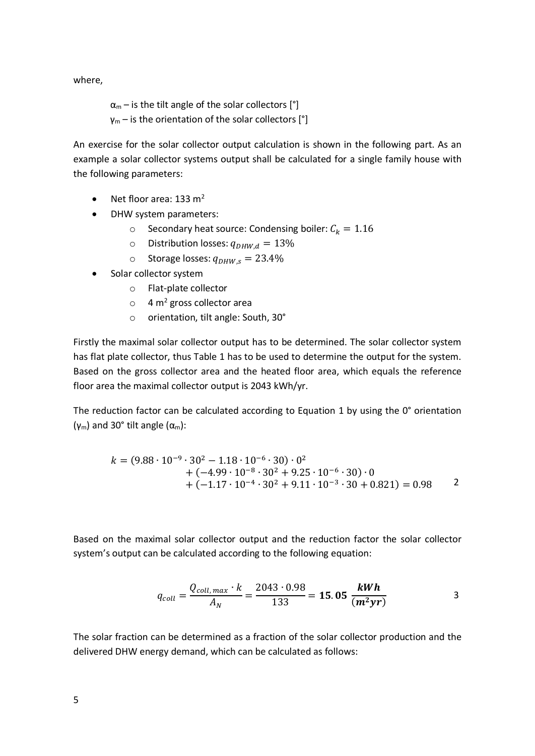where,

> $\alpha_m$ – is the tilt angle of the solar collectors [°]
> $\gamma_m$ – is the orientation of the solar collectors [°]

An exercise for the solar collector output calculation is shown in the following part. As an example a solar collector systems output shall be calculated for a single family house with the following parameters:

- Net floor area: 133 m$^2$
- DHW system parameters:
  - Secondary heat source: Condensing boiler: $C_k = 1.16$
  - Distribution losses: $q_{DHW,d} = 13\%$
  - Storage losses: $q_{DHW,s} = 23.4\%$
- Solar collector system
  - Flat-plate collector
  - 4 m$^2$ gross collector area
  - orientation, tilt angle: South, 30°

Firstly the maximal solar collector output has to be determined. The solar collector system has flat plate collector, thus Table 1 has to be used to determine the output for the system. Based on the gross collector area and the heated floor area, which equals the reference floor area the maximal collector output is 2043 kWh/yr.

The reduction factor can be calculated according to Equation 1 by using the 0° orientation ($\gamma_m$) and 30° tilt angle ($\alpha_m$):

$$
\begin{aligned}
k = (9.88 \cdot 10^{-9} \cdot 30^2 - 1.18 \cdot 10^{-6} \cdot 30) \cdot 0^2 \\
+ (-4.99 \cdot 10^{-8} \cdot 30^2 + 9.25 \cdot 10^{-6} \cdot 30) \cdot 0 \\
+ (-1.17 \cdot 10^{-4} \cdot 30^2 + 9.11 \cdot 10^{-3} \cdot 30 + 0.821) = 0.98
\end{aligned}
\qquad (2)
$$

Based on the maximal solar collector output and the reduction factor the solar collector system's output can be calculated according to the following equation:

$$
q_{coll} = \frac{Q_{coll,max} \cdot k}{A_N} = \frac{2043 \cdot 0.98}{133} = \mathbf{15.05} \ \frac{\mathbf{kWh}}{\mathbf{(m^2yr)}} \qquad (3)
$$

The solar fraction can be determined as a fraction of the solar collector production and the delivered DHW energy demand, which can be calculated as follows: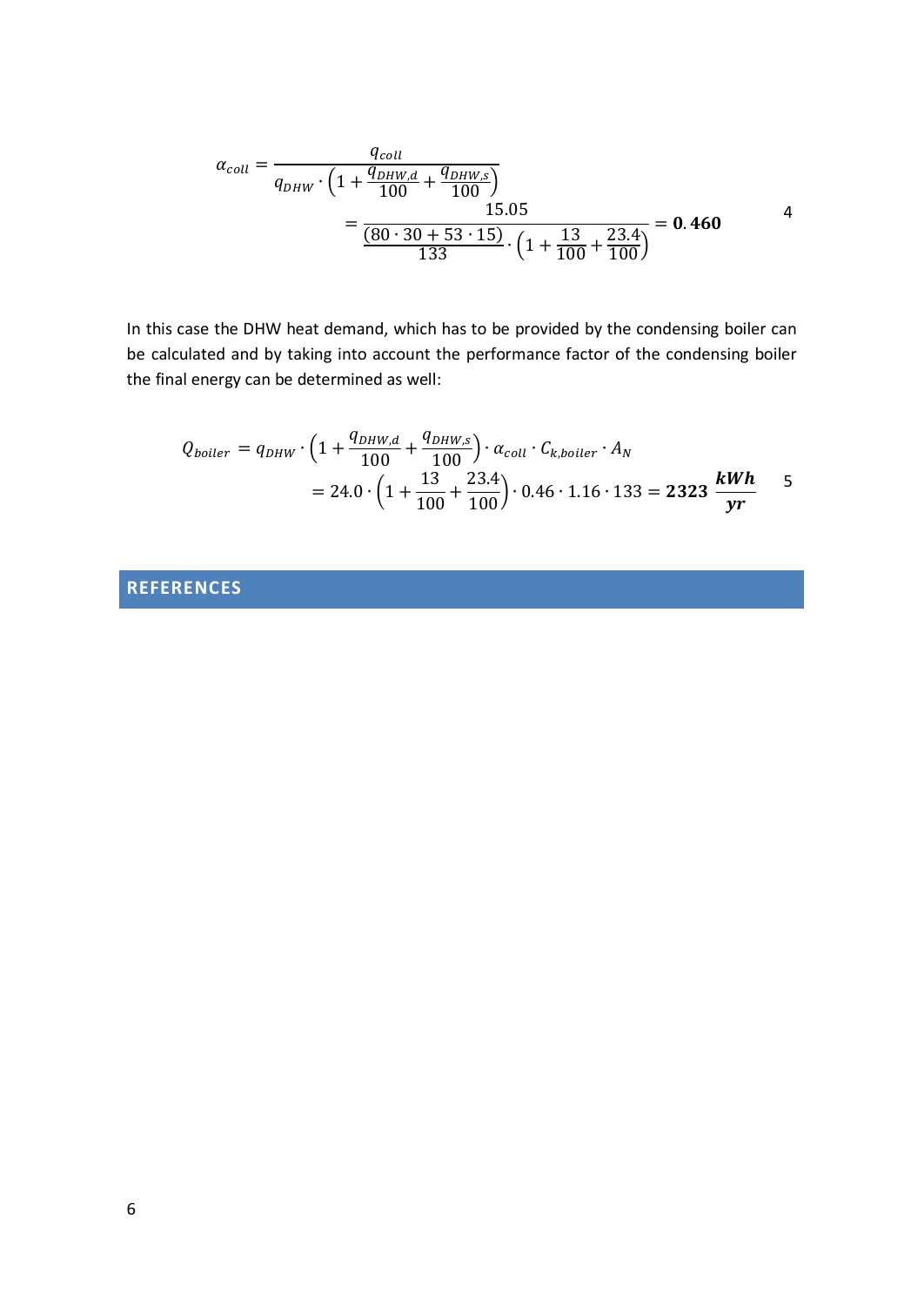$$\alpha_{coll} = \frac{q_{coll}}{q_{DHW} \cdot \left(1 + \frac{q_{DHW,d}}{100} + \frac{q_{DHW,s}}{100}\right)} = \frac{15.05}{\frac{(80 \cdot 30 + 53 \cdot 15)}{133} \cdot \left(1 + \frac{13}{100} + \frac{23.4}{100}\right)} = \mathbf{0.460} \quad (4)$$

In this case the DHW heat demand, which has to be provided by the condensing boiler can be calculated and by taking into account the performance factor of the condensing boiler the final energy can be determined as well:

$$Q_{boiler} = q_{DHW} \cdot \left(1 + \frac{q_{DHW,d}}{100} + \frac{q_{DHW,s}}{100}\right) \cdot \alpha_{coll} \cdot C_{k,boiler} \cdot A_N = 24.0 \cdot \left(1 + \frac{13}{100} + \frac{23.4}{100}\right) \cdot 0.46 \cdot 1.16 \cdot 133 = \mathbf{2323} \ \frac{\mathbf{kWh}}{\mathbf{yr}} \quad (5)$$

## REFERENCES